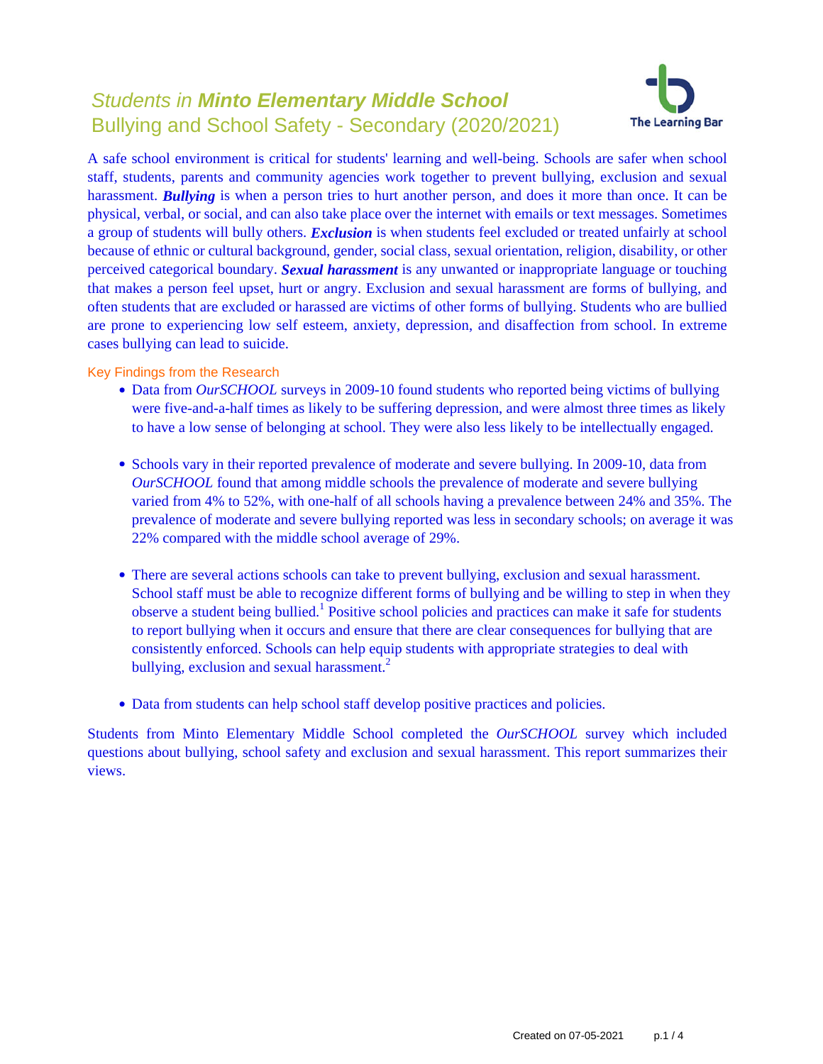# *Students in **Minto Elementary Middle School***
## Bullying and School Safety - Secondary (2020/2021)

A safe school environment is critical for students' learning and well-being. Schools are safer when school staff, students, parents and community agencies work together to prevent bullying, exclusion and sexual harassment. ***Bullying*** is when a person tries to hurt another person, and does it more than once. It can be physical, verbal, or social, and can also take place over the internet with emails or text messages. Sometimes a group of students will bully others. ***Exclusion*** is when students feel excluded or treated unfairly at school because of ethnic or cultural background, gender, social class, sexual orientation, religion, disability, or other perceived categorical boundary. ***Sexual harassment*** is any unwanted or inappropriate language or touching that makes a person feel upset, hurt or angry. Exclusion and sexual harassment are forms of bullying, and often students that are excluded or harassed are victims of other forms of bullying. Students who are bullied are prone to experiencing low self esteem, anxiety, depression, and disaffection from school. In extreme cases bullying can lead to suicide.

### Key Findings from the Research

- Data from *OurSCHOOL* surveys in 2009-10 found students who reported being victims of bullying were five-and-a-half times as likely to be suffering depression, and were almost three times as likely to have a low sense of belonging at school. They were also less likely to be intellectually engaged.

- Schools vary in their reported prevalence of moderate and severe bullying. In 2009-10, data from *OurSCHOOL* found that among middle schools the prevalence of moderate and severe bullying varied from 4% to 52%, with one-half of all schools having a prevalence between 24% and 35%. The prevalence of moderate and severe bullying reported was less in secondary schools; on average it was 22% compared with the middle school average of 29%.

- There are several actions schools can take to prevent bullying, exclusion and sexual harassment. School staff must be able to recognize different forms of bullying and be willing to step in when they observe a student being bullied.[1] Positive school policies and practices can make it safe for students to report bullying when it occurs and ensure that there are clear consequences for bullying that are consistently enforced. Schools can help equip students with appropriate strategies to deal with bullying, exclusion and sexual harassment.[2]

- Data from students can help school staff develop positive practices and policies.

Students from Minto Elementary Middle School completed the *OurSCHOOL* survey which included questions about bullying, school safety and exclusion and sexual harassment. This report summarizes their views.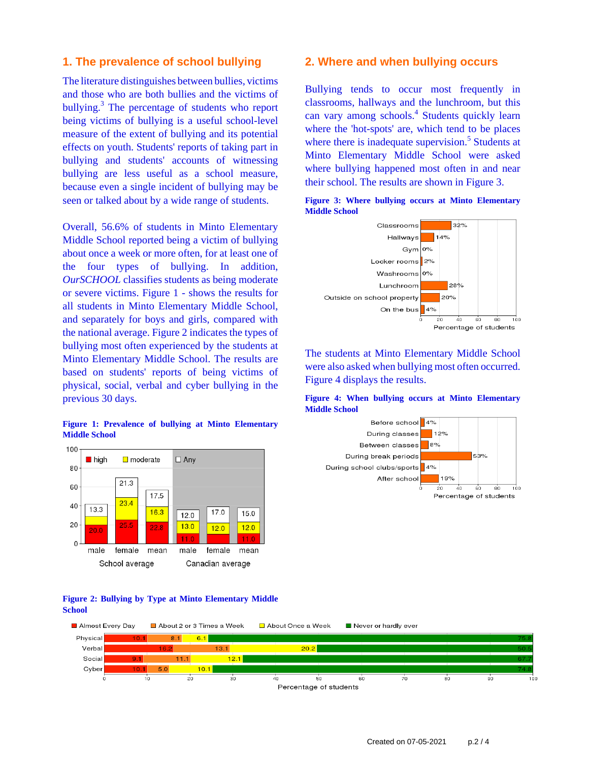## 1. The prevalence of school bullying

The literature distinguishes between bullies, victims and those who are both bullies and the victims of bullying.[3] The percentage of students who report being victims of bullying is a useful school-level measure of the extent of bullying and its potential effects on youth. Students' reports of taking part in bullying and students' accounts of witnessing bullying are less useful as a school measure, because even a single incident of bullying may be seen or talked about by a wide range of students.

Overall, 56.6% of students in Minto Elementary Middle School reported being a victim of bullying about once a week or more often, for at least one of the four types of bullying. In addition, *OurSCHOOL* classifies students as being moderate or severe victims. Figure 1 - shows the results for all students in Minto Elementary Middle School, and separately for boys and girls, compared with the national average. Figure 2 indicates the types of bullying most often experienced by the students at Minto Elementary Middle School. The results are based on students' reports of being victims of physical, social, verbal and cyber bullying in the previous 30 days.

**Figure 1: Prevalence of bullying at Minto Elementary Middle School**

| | School average | | | Canadian average | | |
|---|---|---|---|---|---|---|
| | male | female | mean | male | female | mean |
| high | 20.0 | 25.5 | 22.8 | 11.0 | 11.0 | 11.0 |
| moderate | 13.3 | 23.4 | 16.3 | 13.0 | 12.0 | 12.0 |
| Any | 13.3 | 21.3 | 17.5 | 12.0 | 17.0 | 15.0 |

**Figure 2: Bullying by Type at Minto Elementary Middle School**

| | Almost Every Day | About 2 or 3 Times a Week | About Once a Week | Never or hardly ever |
|---|---|---|---|---|
| Physical | 10.1 | 8.1 | 6.1 | 75.8 |
| Verbal | 16.2 | 13.1 | 20.2 | 50.5 |
| Social | 9.1 | 11.1 | 12.1 | 67.7 |
| Cyber | 10.1 | 5.0 | 10.1 | 74.8 |

## 2. Where and when bullying occurs

Bullying tends to occur most frequently in classrooms, hallways and the lunchroom, but this can vary among schools.[4] Students quickly learn where the 'hot-spots' are, which tend to be places where there is inadequate supervision.[5] Students at Minto Elementary Middle School were asked where bullying happened most often in and near their school. The results are shown in Figure 3.

**Figure 3: Where bullying occurs at Minto Elementary Middle School**

| Location | Percentage of students |
|---|---|
| Classrooms | 32% |
| Hallways | 14% |
| Gym | 0% |
| Locker rooms | 2% |
| Washrooms | 0% |
| Lunchroom | 28% |
| Outside on school property | 20% |
| On the bus | 4% |

The students at Minto Elementary Middle School were also asked when bullying most often occurred. Figure 4 displays the results.

**Figure 4: When bullying occurs at Minto Elementary Middle School**

| Time | Percentage of students |
|---|---|
| Before school | 4% |
| During classes | 12% |
| Between classes | 8% |
| During break periods | 53% |
| During school clubs/sports | 4% |
| After school | 19% |

Created on 07-05-2021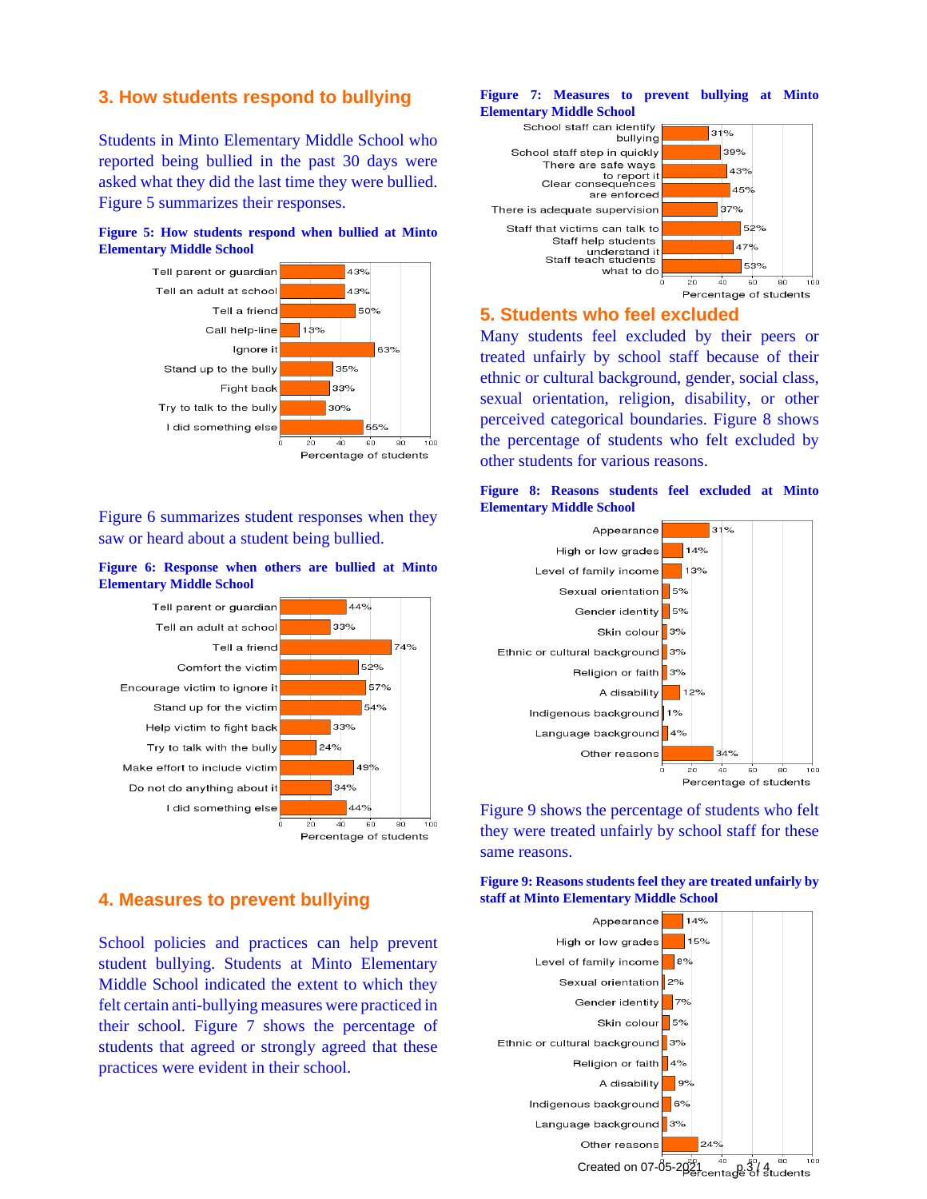## 3. How students respond to bullying

Students in Minto Elementary Middle School who reported being bullied in the past 30 days were asked what they did the last time they were bullied. Figure 5 summarizes their responses.

**Figure 5: How students respond when bullied at Minto Elementary Middle School**

| Response | Percentage of students |
|---|---|
| Tell parent or guardian | 43% |
| Tell an adult at school | 43% |
| Tell a friend | 50% |
| Call help-line | 13% |
| Ignore it | 63% |
| Stand up to the bully | 35% |
| Fight back | 33% |
| Try to talk to the bully | 30% |
| I did something else | 55% |

Figure 6 summarizes student responses when they saw or heard about a student being bullied.

**Figure 6: Response when others are bullied at Minto Elementary Middle School**

| Response | Percentage of students |
|---|---|
| Tell parent or guardian | 44% |
| Tell an adult at school | 33% |
| Tell a friend | 74% |
| Comfort the victim | 52% |
| Encourage victim to ignore it | 57% |
| Stand up for the victim | 54% |
| Help victim to fight back | 33% |
| Try to talk with the bully | 24% |
| Make effort to include victim | 49% |
| Do not do anything about it | 34% |
| I did something else | 44% |

## 4. Measures to prevent bullying

School policies and practices can help prevent student bullying. Students at Minto Elementary Middle School indicated the extent to which they felt certain anti-bullying measures were practiced in their school. Figure 7 shows the percentage of students that agreed or strongly agreed that these practices were evident in their school.

**Figure 7: Measures to prevent bullying at Minto Elementary Middle School**

| Measure | Percentage of students |
|---|---|
| School staff can identify bullying | 31% |
| School staff step in quickly | 39% |
| There are safe ways to report it | 43% |
| Clear consequences are enforced | 45% |
| There is adequate supervision | 37% |
| Staff that victims can talk to | 52% |
| Staff help students understand it | 47% |
| Staff teach students what to do | 53% |

## 5. Students who feel excluded

Many students feel excluded by their peers or treated unfairly by school staff because of their ethnic or cultural background, gender, social class, sexual orientation, religion, disability, or other perceived categorical boundaries. Figure 8 shows the percentage of students who felt excluded by other students for various reasons.

**Figure 8: Reasons students feel excluded at Minto Elementary Middle School**

| Reason | Percentage of students |
|---|---|
| Appearance | 31% |
| High or low grades | 14% |
| Level of family income | 13% |
| Sexual orientation | 5% |
| Gender identity | 5% |
| Skin colour | 3% |
| Ethnic or cultural background | 3% |
| Religion or faith | 3% |
| A disability | 12% |
| Indigenous background | 1% |
| Language background | 4% |
| Other reasons | 34% |

Figure 9 shows the percentage of students who felt they were treated unfairly by school staff for these same reasons.

**Figure 9: Reasons students feel they are treated unfairly by staff at Minto Elementary Middle School**

| Reason | Percentage of students |
|---|---|
| Appearance | 14% |
| High or low grades | 15% |
| Level of family income | 8% |
| Sexual orientation | 2% |
| Gender identity | 7% |
| Skin colour | 5% |
| Ethnic or cultural background | 3% |
| Religion or faith | 4% |
| A disability | 9% |
| Indigenous background | 6% |
| Language background | 3% |
| Other reasons | 24% |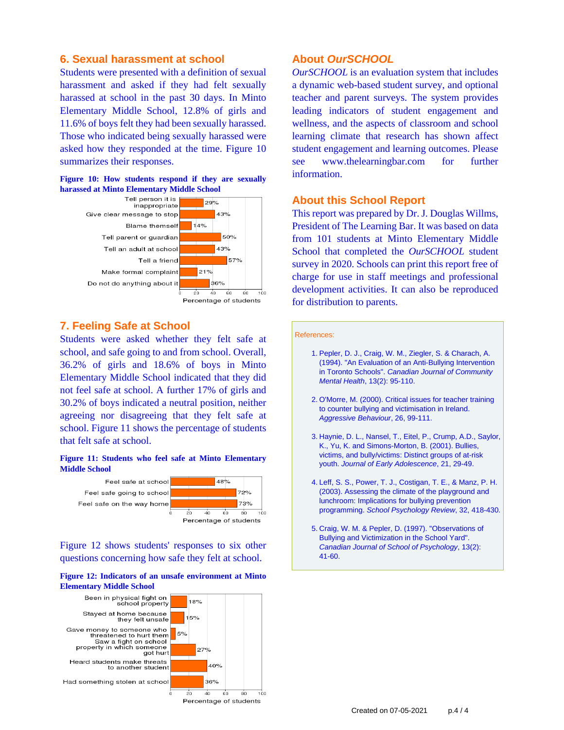## 6. Sexual harassment at school

Students were presented with a definition of sexual harassment and asked if they had felt sexually harassed at school in the past 30 days. In Minto Elementary Middle School, 12.8% of girls and 11.6% of boys felt they had been sexually harassed. Those who indicated being sexually harassed were asked how they responded at the time. Figure 10 summarizes their responses.

**Figure 10: How students respond if they are sexually harassed at Minto Elementary Middle School**

Tell person it is inappropriate 29%
Give clear message to stop 43%
Blame themself 14%
Tell parent or guardian 50%
Tell an adult at school 43%
Tell a friend 57%
Make formal complaint 21%
Do not do anything about it 36%

0 20 40 60 80 100
Percentage of students

## 7. Feeling Safe at School

Students were asked whether they felt safe at school, and safe going to and from school. Overall, 36.2% of girls and 18.6% of boys in Minto Elementary Middle School indicated that they did not feel safe at school. A further 17% of girls and 30.2% of boys indicated a neutral position, neither agreeing nor disagreeing that they felt safe at school. Figure 11 shows the percentage of students that felt safe at school.

**Figure 11: Students who feel safe at Minto Elementary Middle School**

Feel safe at school 48%
Feel safe going to school 72%
Feel safe on the way home 73%

0 20 40 60 80 100
Percentage of students

Figure 12 shows students' responses to six other questions concerning how safe they felt at school.

**Figure 12: Indicators of an unsafe environment at Minto Elementary Middle School**

Been in physical fight on school property 18%
Stayed at home because they felt unsafe 15%
Gave money to someone who threatened to hurt them 5%
Saw a fight on school property in which someone got hurt 27%
Heard students make threats to another student 40%
Had something stolen at school 36%

0 20 40 60 80 100
Percentage of students

## About *OurSCHOOL*

*OurSCHOOL* is an evaluation system that includes a dynamic web-based student survey, and optional teacher and parent surveys. The system provides leading indicators of student engagement and wellness, and the aspects of classroom and school learning climate that research has shown affect student engagement and learning outcomes. Please see www.thelearningbar.com for further information.

## About this School Report

This report was prepared by Dr. J. Douglas Willms, President of The Learning Bar. It was based on data from 101 students at Minto Elementary Middle School that completed the *OurSCHOOL* student survey in 2020. Schools can print this report free of charge for use in staff meetings and professional development activities. It can also be reproduced for distribution to parents.

References:

1. Pepler, D. J., Craig, W. M., Ziegler, S. & Charach, A. (1994). "An Evaluation of an Anti-Bullying Intervention in Toronto Schools". *Canadian Journal of Community Mental Health*, 13(2): 95-110.
2. O'Morre, M. (2000). Critical issues for teacher training to counter bullying and victimisation in Ireland. *Aggressive Behaviour*, 26, 99-111.
3. Haynie, D. L., Nansel, T., Eitel, P., Crump, A.D., Saylor, K., Yu, K. and Simons-Morton, B. (2001). Bullies, victims, and bully/victims: Distinct groups of at-risk youth. *Journal of Early Adolescence*, 21, 29-49.
4. Leff, S. S., Power, T. J., Costigan, T. E., & Manz, P. H. (2003). Assessing the climate of the playground and lunchroom: Implications for bullying prevention programming. *School Psychology Review*, 32, 418-430.
5. Craig, W. M. & Pepler, D. (1997). "Observations of Bullying and Victimization in the School Yard". *Canadian Journal of School of Psychology*, 13(2): 41-60.

Created on 07-05-2021